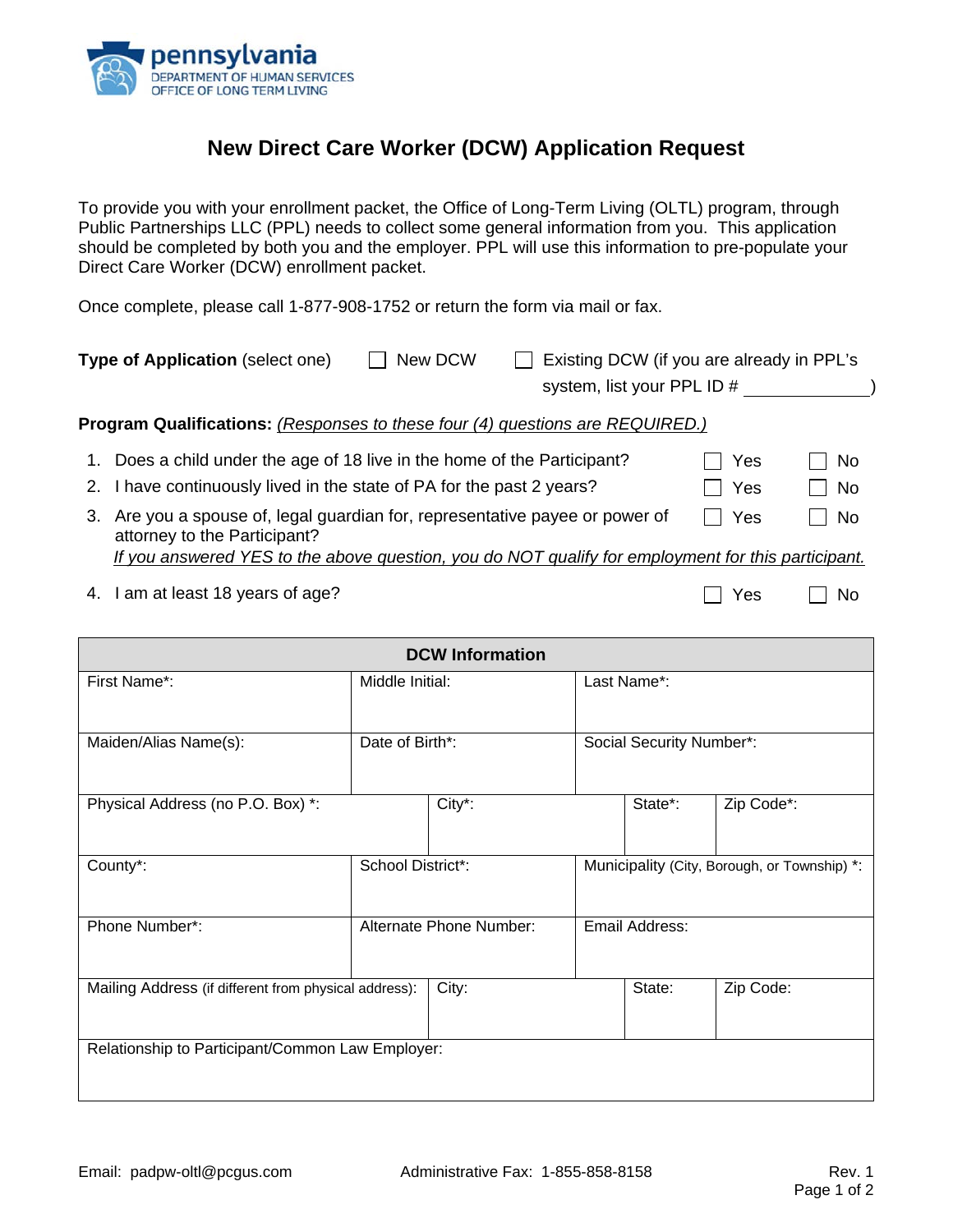pennsylvania
DEPARTMENT OF HUMAN SERVICES
OFFICE OF LONG TERM LIVING

# New Direct Care Worker (DCW) Application Request

To provide you with your enrollment packet, the Office of Long-Term Living (OLTL) program, through Public Partnerships LLC (PPL) needs to collect some general information from you. This application should be completed by both you and the employer. PPL will use this information to pre-populate your Direct Care Worker (DCW) enrollment packet.

Once complete, please call 1-877-908-1752 or return the form via mail or fax.

**Type of Application** (select one) ☐ New DCW ☐ Existing DCW (if you are already in PPL's system, list your PPL ID # ____________)

**Program Qualifications:** *Responses to these four (4) questions are REQUIRED.)*

1. Does a child under the age of 18 live in the home of the Participant? ☐ Yes ☐ No
2. I have continuously lived in the state of PA for the past 2 years? ☐ Yes ☐ No
3. Are you a spouse of, legal guardian for, representative payee or power of attorney to the Participant? ☐ Yes ☐ No
   *If you answered YES to the above question, you do NOT qualify for employment for this participant.*
4. I am at least 18 years of age? ☐ Yes ☐ No

| DCW Information | | | | |
|---|---|---|---|---|
| First Name*: | Middle Initial: | | Last Name*: | |
| Maiden/Alias Name(s): | Date of Birth*: | | Social Security Number*: | |
| Physical Address (no P.O. Box) *: | City*: | | State*: | Zip Code*: |
| County*: | School District*: | | Municipality (City, Borough, or Township) *: | |
| Phone Number*: | Alternate Phone Number: | | Email Address: | |
| Mailing Address (if different from physical address): | City: | | State: | Zip Code: |
| Relationship to Participant/Common Law Employer: | | | | |

Email: padpw-oltl@pcgus.com Administrative Fax: 1-855-858-8158 Rev. 1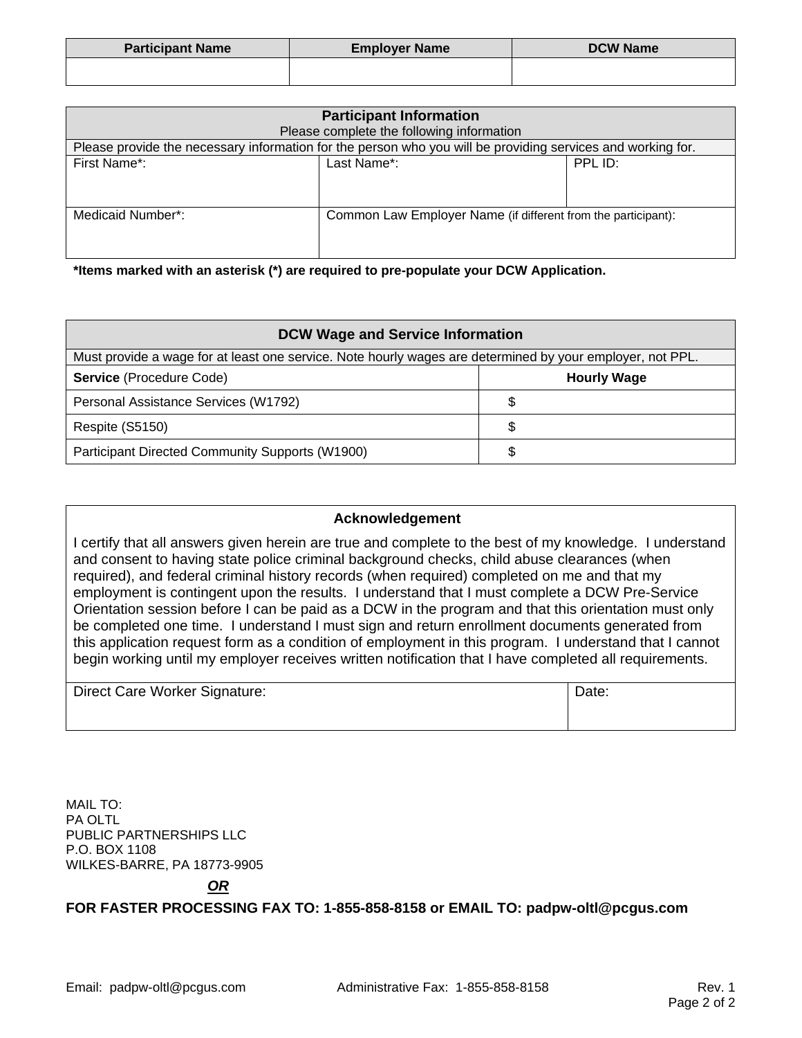| Participant Name | Employer Name | DCW Name |
| --- | --- | --- |
| | | |

| Participant Information<br>Please complete the following information | | |
| --- | --- | --- |
| Please provide the necessary information for the person who you will be providing services and working for. | | |
| First Name*: | Last Name*: | PPL ID: |
| Medicaid Number*: | Common Law Employer Name (if different from the participant): | |

**\*Items marked with an asterisk (*) are required to pre-populate your DCW Application.**

| DCW Wage and Service Information | |
| --- | --- |
| Must provide a wage for at least one service. Note hourly wages are determined by your employer, not PPL. | |
| **Service** (Procedure Code) | **Hourly Wage** |
| Personal Assistance Services (W1792) | $ |
| Respite (S5150) | $ |
| Participant Directed Community Supports (W1900) | $ |

### Acknowledgement

I certify that all answers given herein are true and complete to the best of my knowledge. I understand and consent to having state police criminal background checks, child abuse clearances (when required), and federal criminal history records (when required) completed on me and that my employment is contingent upon the results. I understand that I must complete a DCW Pre-Service Orientation session before I can be paid as a DCW in the program and that this orientation must only be completed one time. I understand I must sign and return enrollment documents generated from this application request form as a condition of employment in this program. I understand that I cannot begin working until my employer receives written notification that I have completed all requirements.

| Direct Care Worker Signature: | Date: |
| --- | --- |
| | |

MAIL TO:
PA OLTL
PUBLIC PARTNERSHIPS LLC
P.O. BOX 1108
WILKES-BARRE, PA 18773-9905

***OR***

**FOR FASTER PROCESSING FAX TO: 1-855-858-8158 or EMAIL TO: padpw-oltl@pcgus.com**

Email: padpw-oltl@pcgus.com Administrative Fax: 1-855-858-8158 Rev. 1